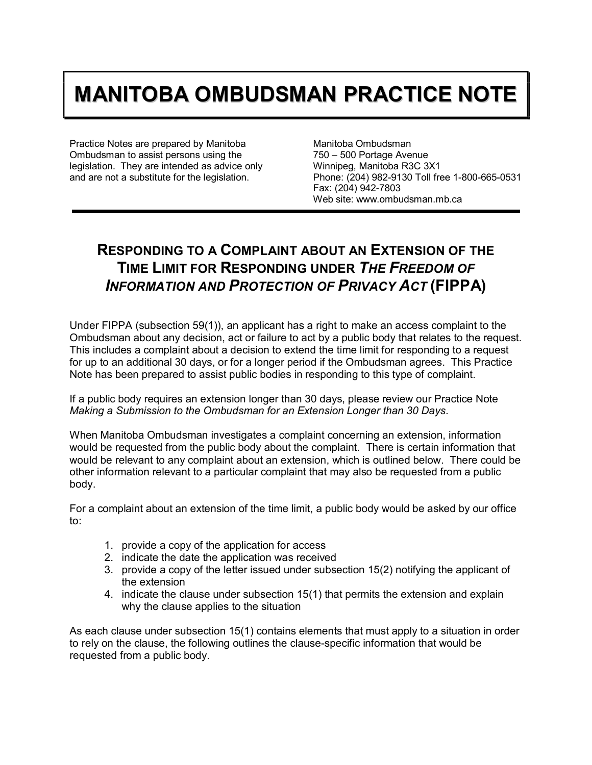# MANITOBA OMBUDSMAN PRACTICE NOTE

Practice Notes are prepared by Manitoba Ombudsman to assist persons using the legislation. They are intended as advice only and are not a substitute for the legislation.

Manitoba Ombudsman
750 – 500 Portage Avenue
Winnipeg, Manitoba R3C 3X1
Phone: (204) 982-9130 Toll free 1-800-665-0531
Fax: (204) 942-7803
Web site: www.ombudsman.mb.ca

## RESPONDING TO A COMPLAINT ABOUT AN EXTENSION OF THE TIME LIMIT FOR RESPONDING UNDER *THE FREEDOM OF INFORMATION AND PROTECTION OF PRIVACY ACT* (FIPPA)

Under FIPPA (subsection 59(1)), an applicant has a right to make an access complaint to the Ombudsman about any decision, act or failure to act by a public body that relates to the request. This includes a complaint about a decision to extend the time limit for responding to a request for up to an additional 30 days, or for a longer period if the Ombudsman agrees. This Practice Note has been prepared to assist public bodies in responding to this type of complaint.

If a public body requires an extension longer than 30 days, please review our Practice Note *Making a Submission to the Ombudsman for an Extension Longer than 30 Days*.

When Manitoba Ombudsman investigates a complaint concerning an extension, information would be requested from the public body about the complaint. There is certain information that would be relevant to any complaint about an extension, which is outlined below. There could be other information relevant to a particular complaint that may also be requested from a public body.

For a complaint about an extension of the time limit, a public body would be asked by our office to:

1. provide a copy of the application for access
2. indicate the date the application was received
3. provide a copy of the letter issued under subsection 15(2) notifying the applicant of the extension
4. indicate the clause under subsection 15(1) that permits the extension and explain why the clause applies to the situation

As each clause under subsection 15(1) contains elements that must apply to a situation in order to rely on the clause, the following outlines the clause-specific information that would be requested from a public body.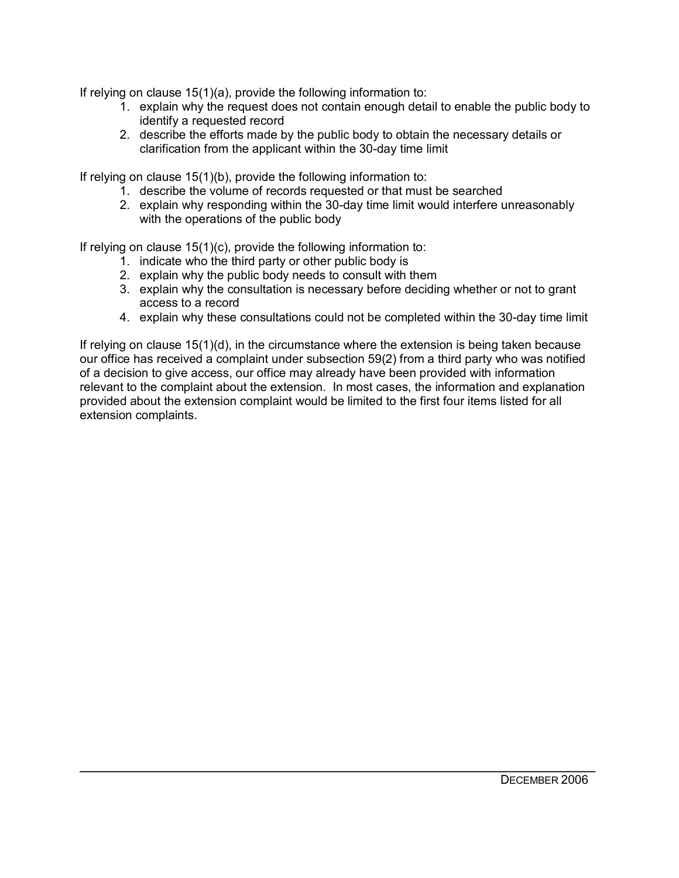If relying on clause 15(1)(a), provide the following information to:

1. explain why the request does not contain enough detail to enable the public body to identify a requested record
2. describe the efforts made by the public body to obtain the necessary details or clarification from the applicant within the 30-day time limit

If relying on clause 15(1)(b), provide the following information to:

1. describe the volume of records requested or that must be searched
2. explain why responding within the 30-day time limit would interfere unreasonably with the operations of the public body

If relying on clause 15(1)(c), provide the following information to:

1. indicate who the third party or other public body is
2. explain why the public body needs to consult with them
3. explain why the consultation is necessary before deciding whether or not to grant access to a record
4. explain why these consultations could not be completed within the 30-day time limit

If relying on clause 15(1)(d), in the circumstance where the extension is being taken because our office has received a complaint under subsection 59(2) from a third party who was notified of a decision to give access, our office may already have been provided with information relevant to the complaint about the extension. In most cases, the information and explanation provided about the extension complaint would be limited to the first four items listed for all extension complaints.